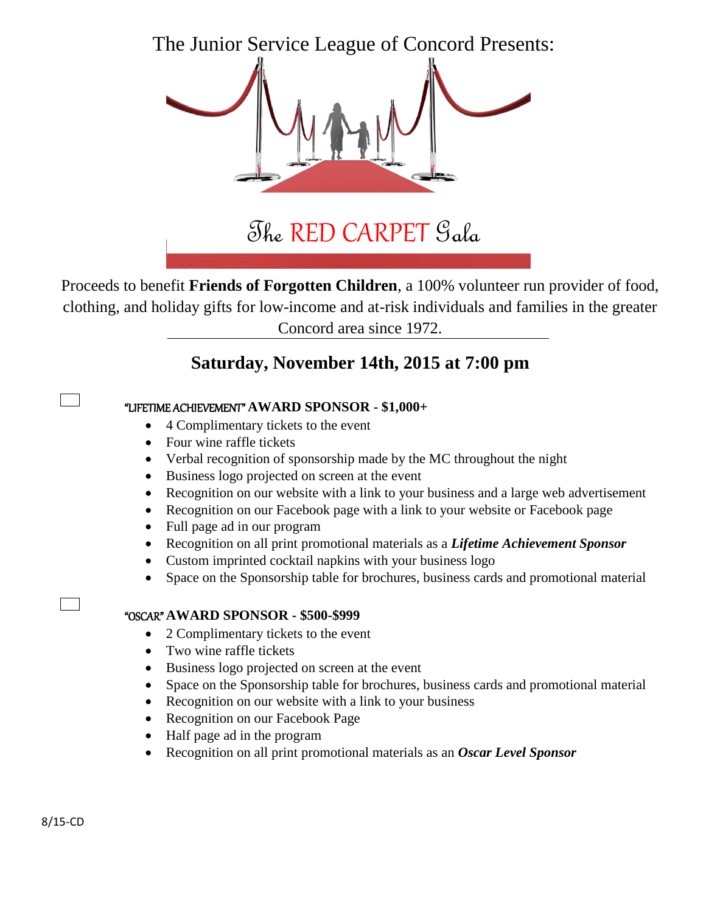The Junior Service League of Concord Presents:

# The RED CARPET Gala

Proceeds to benefit **Friends of Forgotten Children**, a 100% volunteer run provider of food, clothing, and holiday gifts for low-income and at-risk individuals and families in the greater Concord area since 1972.

## Saturday, November 14th, 2015 at 7:00 pm

☐ **"LIFETIME ACHIEVEMENT" AWARD SPONSOR - $1,000+**

- 4 Complimentary tickets to the event
- Four wine raffle tickets
- Verbal recognition of sponsorship made by the MC throughout the night
- Business logo projected on screen at the event
- Recognition on our website with a link to your business and a large web advertisement
- Recognition on our Facebook page with a link to your website or Facebook page
- Full page ad in our program
- Recognition on all print promotional materials as a ***Lifetime Achievement Sponsor***
- Custom imprinted cocktail napkins with your business logo
- Space on the Sponsorship table for brochures, business cards and promotional material

☐ **"OSCAR" AWARD SPONSOR - $500-$999**

- 2 Complimentary tickets to the event
- Two wine raffle tickets
- Business logo projected on screen at the event
- Space on the Sponsorship table for brochures, business cards and promotional material
- Recognition on our website with a link to your business
- Recognition on our Facebook Page
- Half page ad in the program
- Recognition on all print promotional materials as an ***Oscar Level Sponsor***

8/15-CD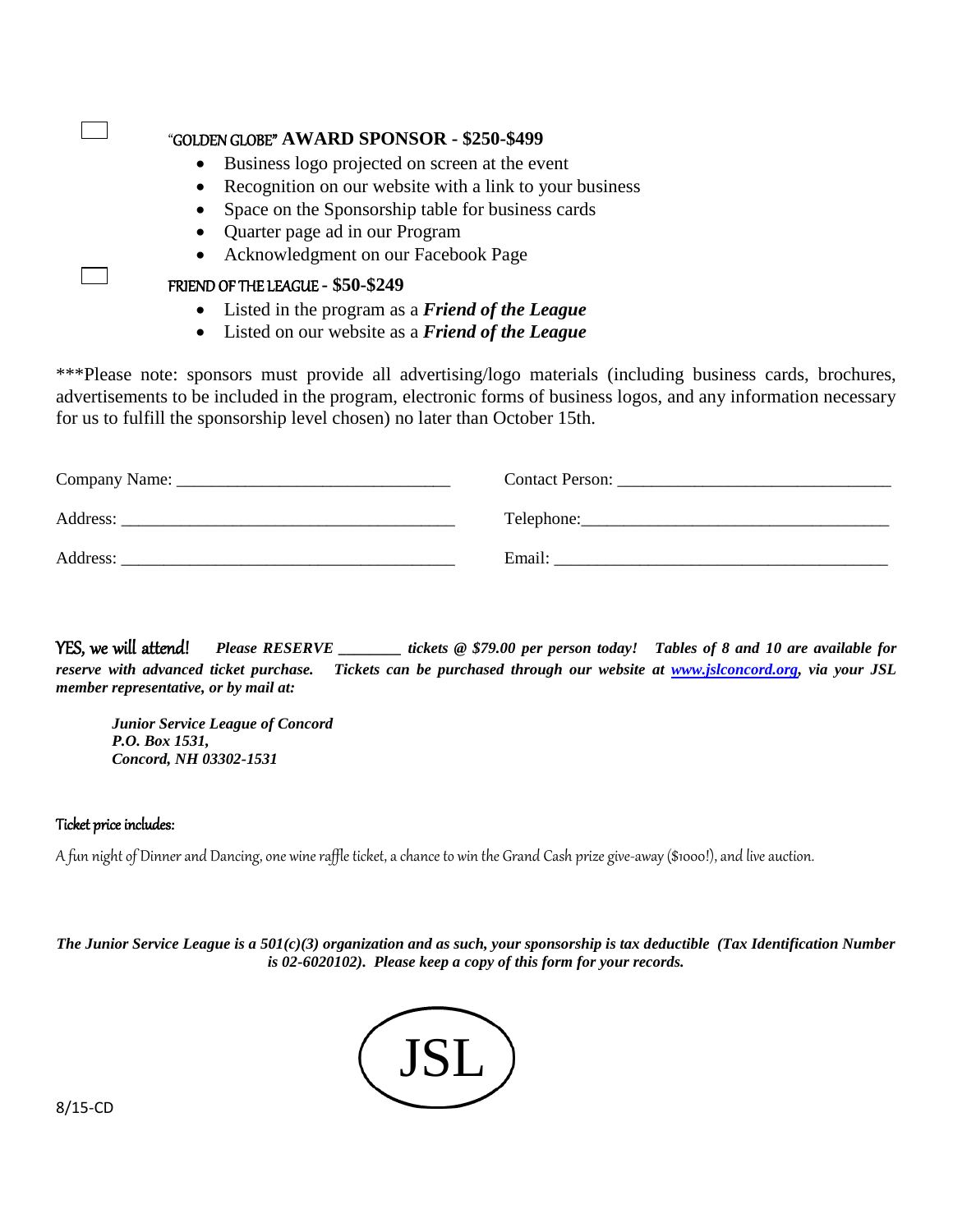☐ **"GOLDEN GLOBE" AWARD SPONSOR - $250-$499**

- Business logo projected on screen at the event
- Recognition on our website with a link to your business
- Space on the Sponsorship table for business cards
- Quarter page ad in our Program
- Acknowledgment on our Facebook Page

☐ **FRIEND OF THE LEAGUE - $50-$249**

- Listed in the program as a ***Friend of the League***
- Listed on our website as a ***Friend of the League***

***Please note: sponsors must provide all advertising/logo materials (including business cards, brochures, advertisements to be included in the program, electronic forms of business logos, and any information necessary for us to fulfill the sponsorship level chosen) no later than October 15th.

Company Name: ________________________________ Contact Person: ________________________________

Address: ______________________________________ Telephone: ____________________________________

Address: ______________________________________ Email: _______________________________________

**YES, we will attend!** ***Please RESERVE ________ tickets @ $79.00 per person today! Tables of 8 and 10 are available for reserve with advanced ticket purchase. Tickets can be purchased through our website at [www.jslconcord.org](http://www.jslconcord.org), via your JSL member representative, or by mail at:***

***Junior Service League of Concord***
***P.O. Box 1531,***
***Concord, NH 03302-1531***

Ticket price includes:

A fun night of Dinner and Dancing, one wine raffle ticket, a chance to win the Grand Cash prize give-away ($1000!), and live auction.

***The Junior Service League is a 501(c)(3) organization and as such, your sponsorship is tax deductible (Tax Identification Number is 02-6020102). Please keep a copy of this form for your records.***

JSL

8/15-CD